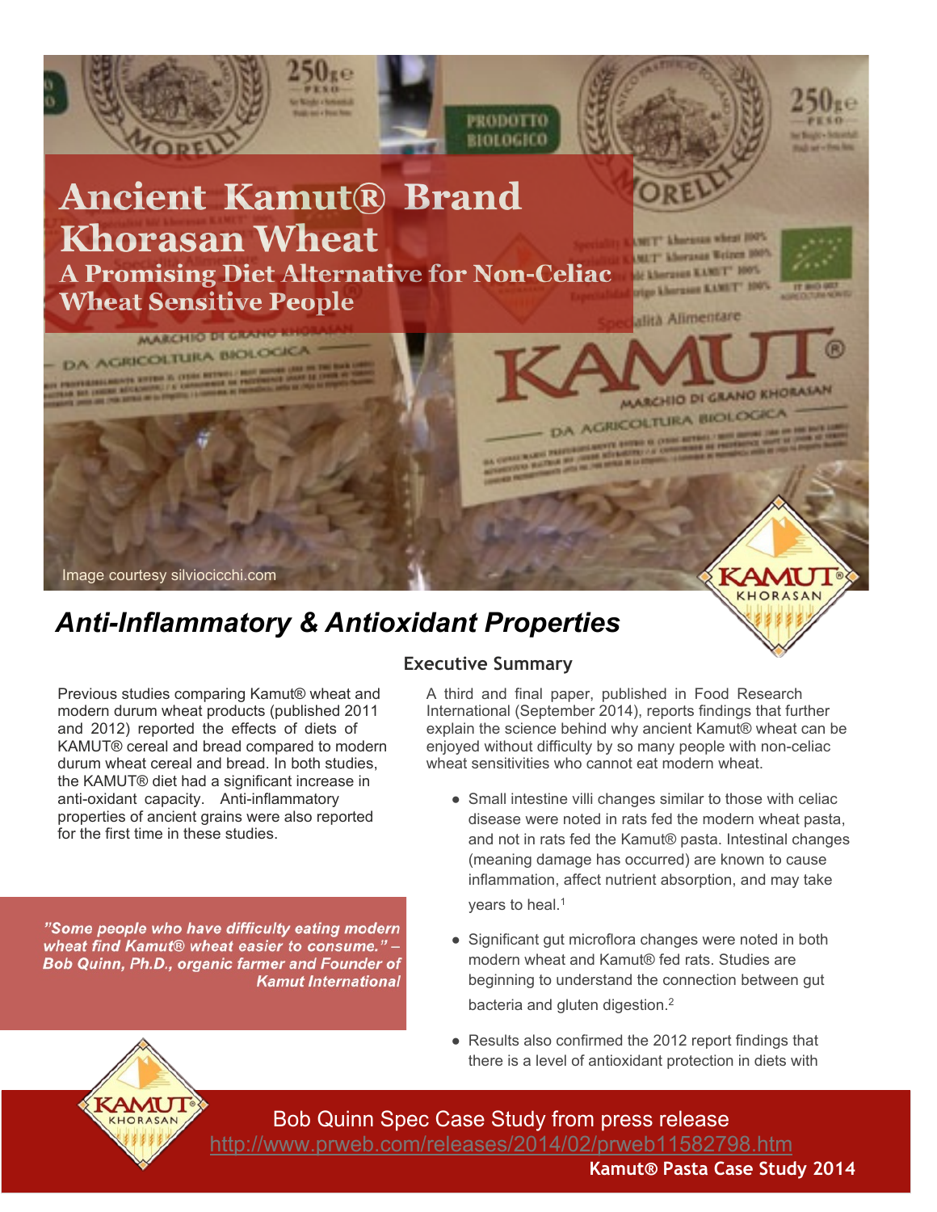# Ancient Kamut® Brand Khorasan Wheat

### A Promising Diet Alternative for Non-Celiac Wheat Sensitive People

Image courtesy silviocicchi.com

## *Anti-Inflammatory & Antioxidant Properties*

Previous studies comparing Kamut® wheat and modern durum wheat products (published 2011 and 2012) reported the effects of diets of KAMUT® cereal and bread compared to modern durum wheat cereal and bread. In both studies, the KAMUT® diet had a significant increase in anti-oxidant capacity. Anti-inflammatory properties of ancient grains were also reported for the first time in these studies.

***"Some people who have difficulty eating modern wheat find Kamut® wheat easier to consume." – Bob Quinn, Ph.D., organic farmer and Founder of Kamut International***

### Executive Summary

A third and final paper, published in Food Research International (September 2014), reports findings that further explain the science behind why ancient Kamut® wheat can be enjoyed without difficulty by so many people with non-celiac wheat sensitivities who cannot eat modern wheat.

- Small intestine villi changes similar to those with celiac disease were noted in rats fed the modern wheat pasta, and not in rats fed the Kamut® pasta. Intestinal changes (meaning damage has occurred) are known to cause inflammation, affect nutrient absorption, and may take years to heal.[1]
- Significant gut microflora changes were noted in both modern wheat and Kamut® fed rats. Studies are beginning to understand the connection between gut bacteria and gluten digestion.[2]
- Results also confirmed the 2012 report findings that there is a level of antioxidant protection in diets with

Bob Quinn Spec Case Study from press release
http://www.prweb.com/releases/2014/02/prweb11582798.htm
**Kamut® Pasta Case Study 2014**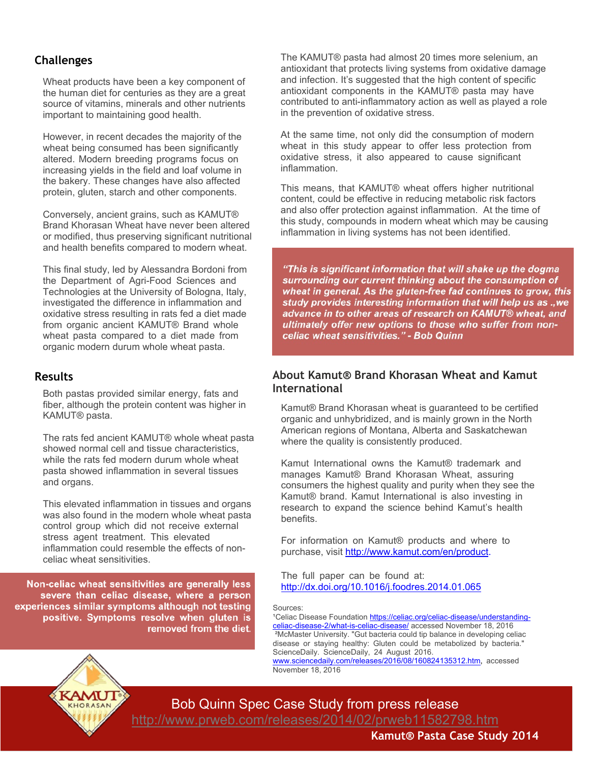## Challenges

Wheat products have been a key component of the human diet for centuries as they are a great source of vitamins, minerals and other nutrients important to maintaining good health.

However, in recent decades the majority of the wheat being consumed has been significantly altered. Modern breeding programs focus on increasing yields in the field and loaf volume in the bakery. These changes have also affected protein, gluten, starch and other components.

Conversely, ancient grains, such as KAMUT® Brand Khorasan Wheat have never been altered or modified, thus preserving significant nutritional and health benefits compared to modern wheat.

This final study, led by Alessandra Bordoni from the Department of Agri-Food Sciences and Technologies at the University of Bologna, Italy, investigated the difference in inflammation and oxidative stress resulting in rats fed a diet made from organic ancient KAMUT® Brand whole wheat pasta compared to a diet made from organic modern durum whole wheat pasta.

## Results

Both pastas provided similar energy, fats and fiber, although the protein content was higher in KAMUT® pasta.

The rats fed ancient KAMUT® whole wheat pasta showed normal cell and tissue characteristics, while the rats fed modern durum whole wheat pasta showed inflammation in several tissues and organs.

This elevated inflammation in tissues and organs was also found in the modern whole wheat pasta control group which did not receive external stress agent treatment. This elevated inflammation could resemble the effects of non-celiac wheat sensitivities.

**Non-celiac wheat sensitivities are generally less severe than celiac disease, where a person experiences similar symptoms although not testing positive. Symptoms resolve when gluten is removed from the diet.**

The KAMUT® pasta had almost 20 times more selenium, an antioxidant that protects living systems from oxidative damage and infection. It's suggested that the high content of specific antioxidant components in the KAMUT® pasta may have contributed to anti-inflammatory action as well as played a role in the prevention of oxidative stress.

At the same time, not only did the consumption of modern wheat in this study appear to offer less protection from oxidative stress, it also appeared to cause significant inflammation.

This means, that KAMUT® wheat offers higher nutritional content, could be effective in reducing metabolic risk factors and also offer protection against inflammation. At the time of this study, compounds in modern wheat which may be causing inflammation in living systems has not been identified.

***"This is significant information that will shake up the dogma surrounding our current thinking about the consumption of wheat in general. As the gluten-free fad continues to grow, this study provides interesting information that will help us as „we advance in to other areas of research on KAMUT® wheat, and ultimately offer new options to those who suffer from non-celiac wheat sensitivities." - Bob Quinn***

## About Kamut® Brand Khorasan Wheat and Kamut International

Kamut® Brand Khorasan wheat is guaranteed to be certified organic and unhybridized, and is mainly grown in the North American regions of Montana, Alberta and Saskatchewan where the quality is consistently produced.

Kamut International owns the Kamut® trademark and manages Kamut® Brand Khorasan Wheat, assuring consumers the highest quality and purity when they see the Kamut® brand. Kamut International is also investing in research to expand the science behind Kamut's health benefits.

For information on Kamut® products and where to purchase, visit http://www.kamut.com/en/product.

The full paper can be found at: http://dx.doi.org/10.1016/j.foodres.2014.01.065

Sources:
[1]Celiac Disease Foundation https://celiac.org/celiac-disease/understanding-celiac-disease-2/what-is-celiac-disease/ accessed November 18, 2016
[2]McMaster University. "Gut bacteria could tip balance in developing celiac disease or staying healthy: Gluten could be metabolized by bacteria." ScienceDaily. ScienceDaily, 24 August 2016. www.sciencedaily.com/releases/2016/08/160824135312.htm, accessed November 18, 2016

KAMUT® KHORASAN

Bob Quinn Spec Case Study from press release
http://www.prweb.com/releases/2014/02/prweb11582798.htm

**Kamut® Pasta Case Study 2014**